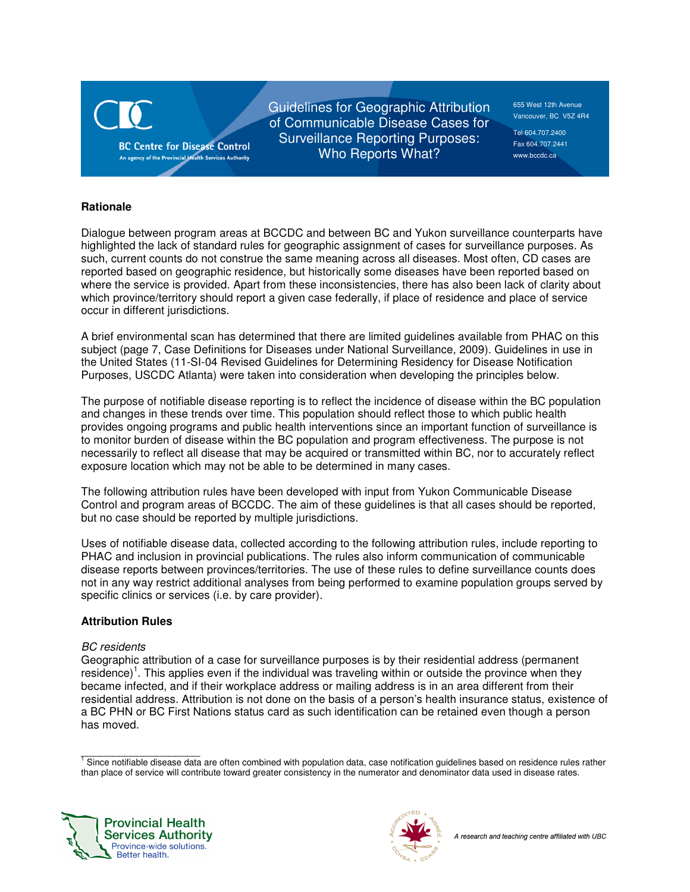# Guidelines for Geographic Attribution of Communicable Disease Cases for Surveillance Reporting Purposes: Who Reports What?

BC Centre for Disease Control
An agency of the Provincial Health Services Authority

655 West 12th Avenue
Vancouver, BC V5Z 4R4

Tel 604.707.2400
Fax 604.707.2441
www.bccdc.ca

## Rationale

Dialogue between program areas at BCCDC and between BC and Yukon surveillance counterparts have highlighted the lack of standard rules for geographic assignment of cases for surveillance purposes. As such, current counts do not construe the same meaning across all diseases. Most often, CD cases are reported based on geographic residence, but historically some diseases have been reported based on where the service is provided. Apart from these inconsistencies, there has also been lack of clarity about which province/territory should report a given case federally, if place of residence and place of service occur in different jurisdictions.

A brief environmental scan has determined that there are limited guidelines available from PHAC on this subject (page 7, Case Definitions for Diseases under National Surveillance, 2009). Guidelines in use in the United States (11-SI-04 Revised Guidelines for Determining Residency for Disease Notification Purposes, USCDC Atlanta) were taken into consideration when developing the principles below.

The purpose of notifiable disease reporting is to reflect the incidence of disease within the BC population and changes in these trends over time. This population should reflect those to which public health provides ongoing programs and public health interventions since an important function of surveillance is to monitor burden of disease within the BC population and program effectiveness. The purpose is not necessarily to reflect all disease that may be acquired or transmitted within BC, nor to accurately reflect exposure location which may not be able to be determined in many cases.

The following attribution rules have been developed with input from Yukon Communicable Disease Control and program areas of BCCDC. The aim of these guidelines is that all cases should be reported, but no case should be reported by multiple jurisdictions.

Uses of notifiable disease data, collected according to the following attribution rules, include reporting to PHAC and inclusion in provincial publications. The rules also inform communication of communicable disease reports between provinces/territories. The use of these rules to define surveillance counts does not in any way restrict additional analyses from being performed to examine population groups served by specific clinics or services (i.e. by care provider).

## Attribution Rules

*BC residents*

Geographic attribution of a case for surveillance purposes is by their residential address (permanent residence)[1]. This applies even if the individual was traveling within or outside the province when they became infected, and if their workplace address or mailing address is in an area different from their residential address. Attribution is not done on the basis of a person's health insurance status, existence of a BC PHN or BC First Nations status card as such identification can be retained even though a person has moved.

[1] Since notifiable disease data are often combined with population data, case notification guidelines based on residence rules rather than place of service will contribute toward greater consistency in the numerator and denominator data used in disease rates.

Provincial Health Services Authority
Province-wide solutions. Better health.

A research and teaching centre affiliated with UBC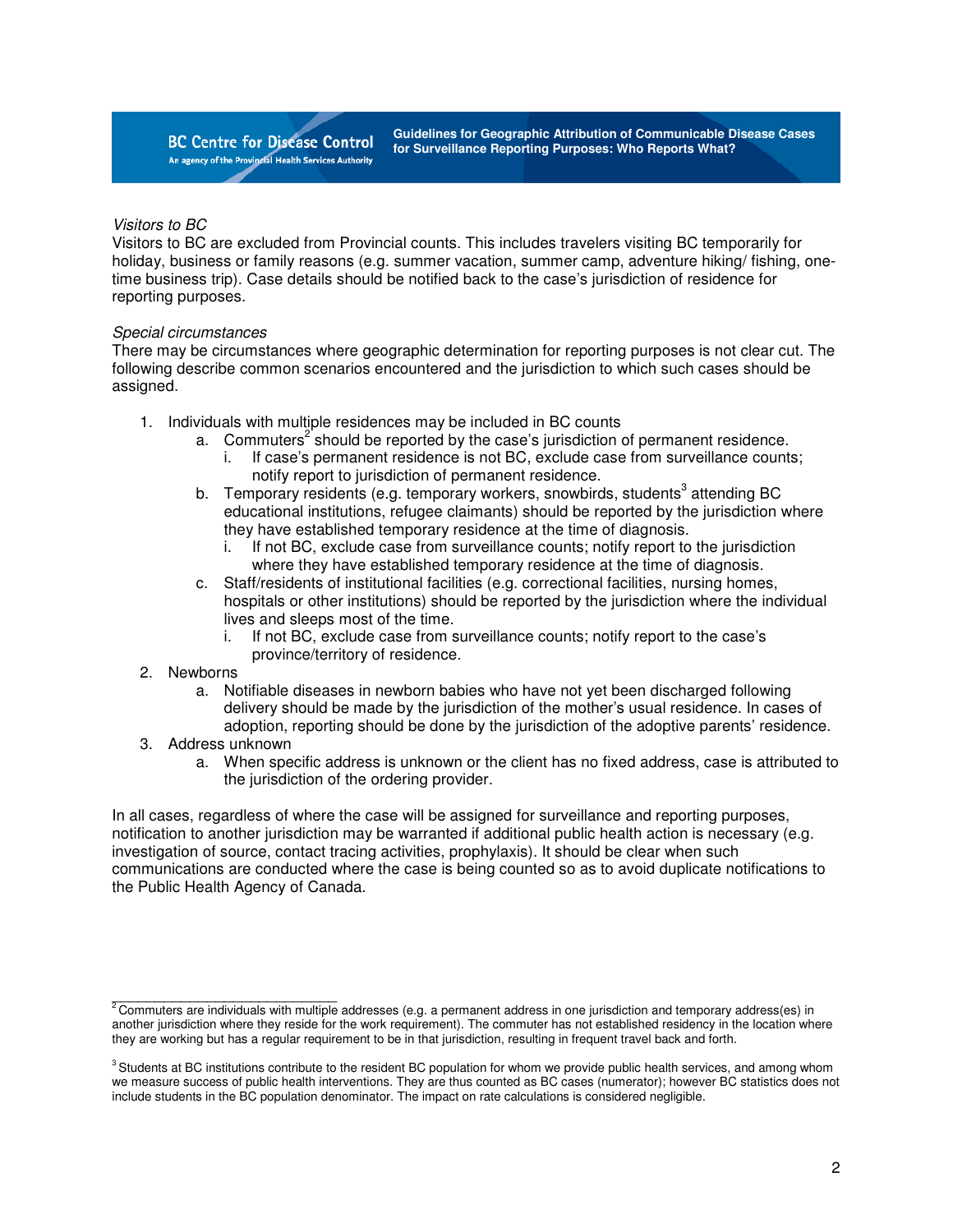*Visitors to BC*

Visitors to BC are excluded from Provincial counts. This includes travelers visiting BC temporarily for holiday, business or family reasons (e.g. summer vacation, summer camp, adventure hiking/ fishing, one-time business trip). Case details should be notified back to the case's jurisdiction of residence for reporting purposes.

*Special circumstances*

There may be circumstances where geographic determination for reporting purposes is not clear cut. The following describe common scenarios encountered and the jurisdiction to which such cases should be assigned.

1. Individuals with multiple residences may be included in BC counts
   a. Commuters[2] should be reported by the case's jurisdiction of permanent residence.
      i. If case's permanent residence is not BC, exclude case from surveillance counts; notify report to jurisdiction of permanent residence.
   b. Temporary residents (e.g. temporary workers, snowbirds, students[3] attending BC educational institutions, refugee claimants) should be reported by the jurisdiction where they have established temporary residence at the time of diagnosis.
      i. If not BC, exclude case from surveillance counts; notify report to the jurisdiction where they have established temporary residence at the time of diagnosis.
   c. Staff/residents of institutional facilities (e.g. correctional facilities, nursing homes, hospitals or other institutions) should be reported by the jurisdiction where the individual lives and sleeps most of the time.
      i. If not BC, exclude case from surveillance counts; notify report to the case's province/territory of residence.
2. Newborns
   a. Notifiable diseases in newborn babies who have not yet been discharged following delivery should be made by the jurisdiction of the mother's usual residence. In cases of adoption, reporting should be done by the jurisdiction of the adoptive parents' residence.
3. Address unknown
   a. When specific address is unknown or the client has no fixed address, case is attributed to the jurisdiction of the ordering provider.

In all cases, regardless of where the case will be assigned for surveillance and reporting purposes, notification to another jurisdiction may be warranted if additional public health action is necessary (e.g. investigation of source, contact tracing activities, prophylaxis). It should be clear when such communications are conducted where the case is being counted so as to avoid duplicate notifications to the Public Health Agency of Canada.

---

[2] Commuters are individuals with multiple addresses (e.g. a permanent address in one jurisdiction and temporary address(es) in another jurisdiction where they reside for the work requirement). The commuter has not established residency in the location where they are working but has a regular requirement to be in that jurisdiction, resulting in frequent travel back and forth.

[3] Students at BC institutions contribute to the resident BC population for whom we provide public health services, and among whom we measure success of public health interventions. They are thus counted as BC cases (numerator); however BC statistics does not include students in the BC population denominator. The impact on rate calculations is considered negligible.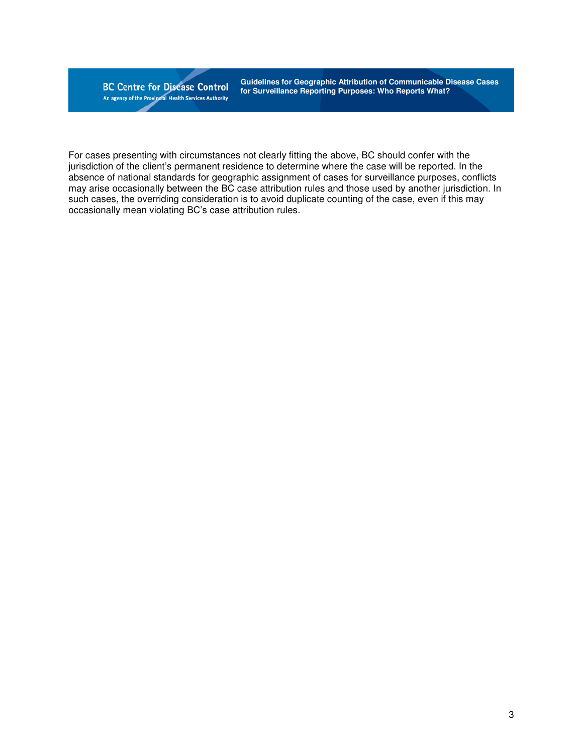For cases presenting with circumstances not clearly fitting the above, BC should confer with the jurisdiction of the client's permanent residence to determine where the case will be reported. In the absence of national standards for geographic assignment of cases for surveillance purposes, conflicts may arise occasionally between the BC case attribution rules and those used by another jurisdiction. In such cases, the overriding consideration is to avoid duplicate counting of the case, even if this may occasionally mean violating BC's case attribution rules.